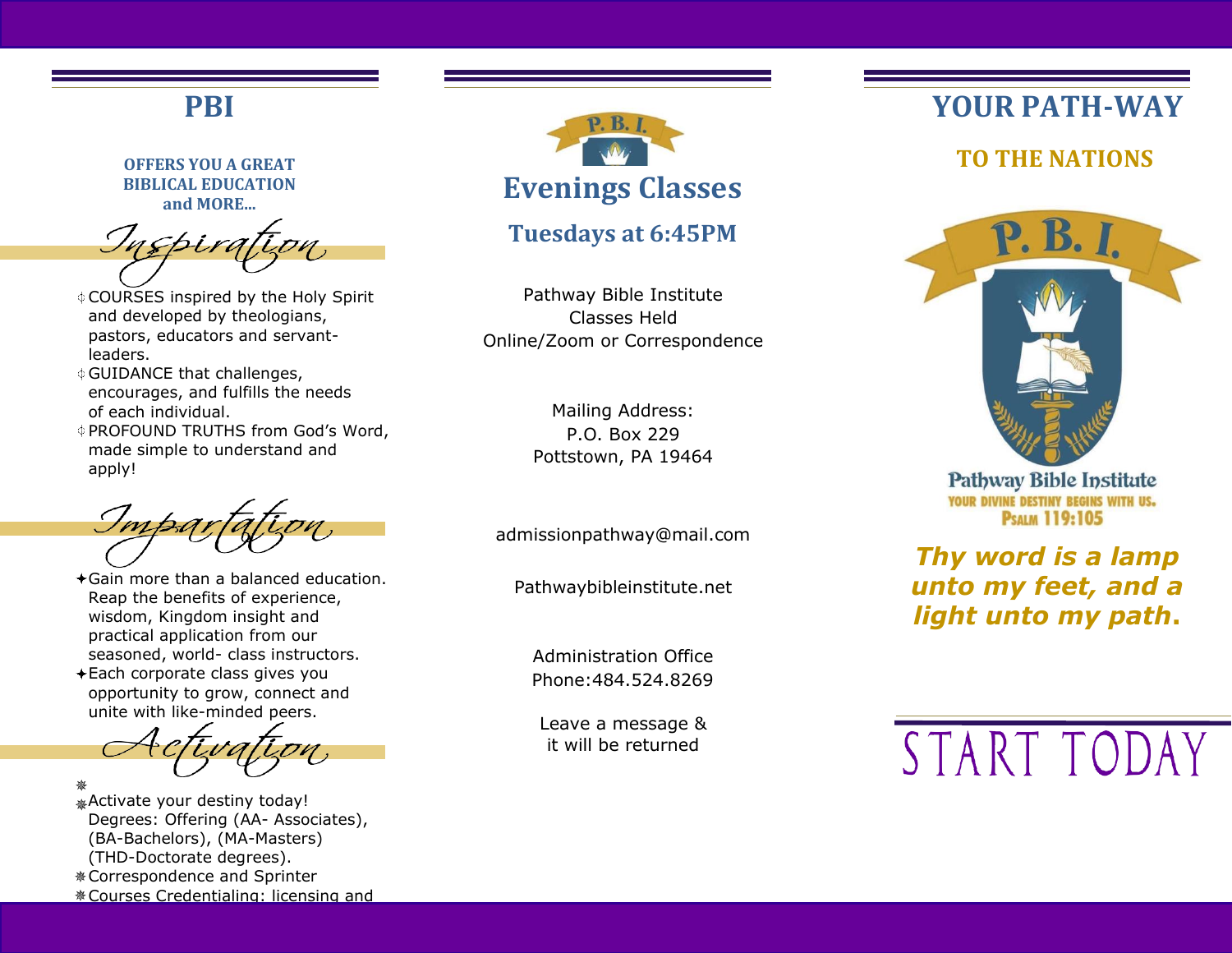# PBI

**OFFERS YOU A GREAT BIBLICAL EDUCATION and MORE...**

## *Inspiration*

- COURSES inspired by the Holy Spirit and developed by theologians, pastors, educators and servant-leaders.
- GUIDANCE that challenges, encourages, and fulfills the needs of each individual.
- PROFOUND TRUTHS from God's Word, made simple to understand and apply!

## *Impartation*

- Gain more than a balanced education. Reap the benefits of experience, wisdom, Kingdom insight and practical application from our seasoned, world- class instructors.
- Each corporate class gives you opportunity to grow, connect and unite with like-minded peers.

## *Activation*

- Activate your destiny today! Degrees: Offering (AA- Associates), (BA-Bachelors), (MA-Masters) (THD-Doctorate degrees).
- Correspondence and Sprinter
- Courses Credentialing: licensing and

P. B. I.

# Evenings Classes

## Tuesdays at 6:45PM

Pathway Bible Institute
Classes Held
Online/Zoom or Correspondence

Mailing Address:
P.O. Box 229
Pottstown, PA 19464

admissionpathway@mail.com

Pathwaybibleinstitute.net

Administration Office
Phone:484.524.8269

Leave a message &
it will be returned

# YOUR PATH-WAY

## TO THE NATIONS

P. B. I.

Pathway Bible Institute
YOUR DIVINE DESTINY BEGINS WITH US.
PSALM 119:105

***Thy word is a lamp unto my feet, and a light unto my path.***

# START TODAY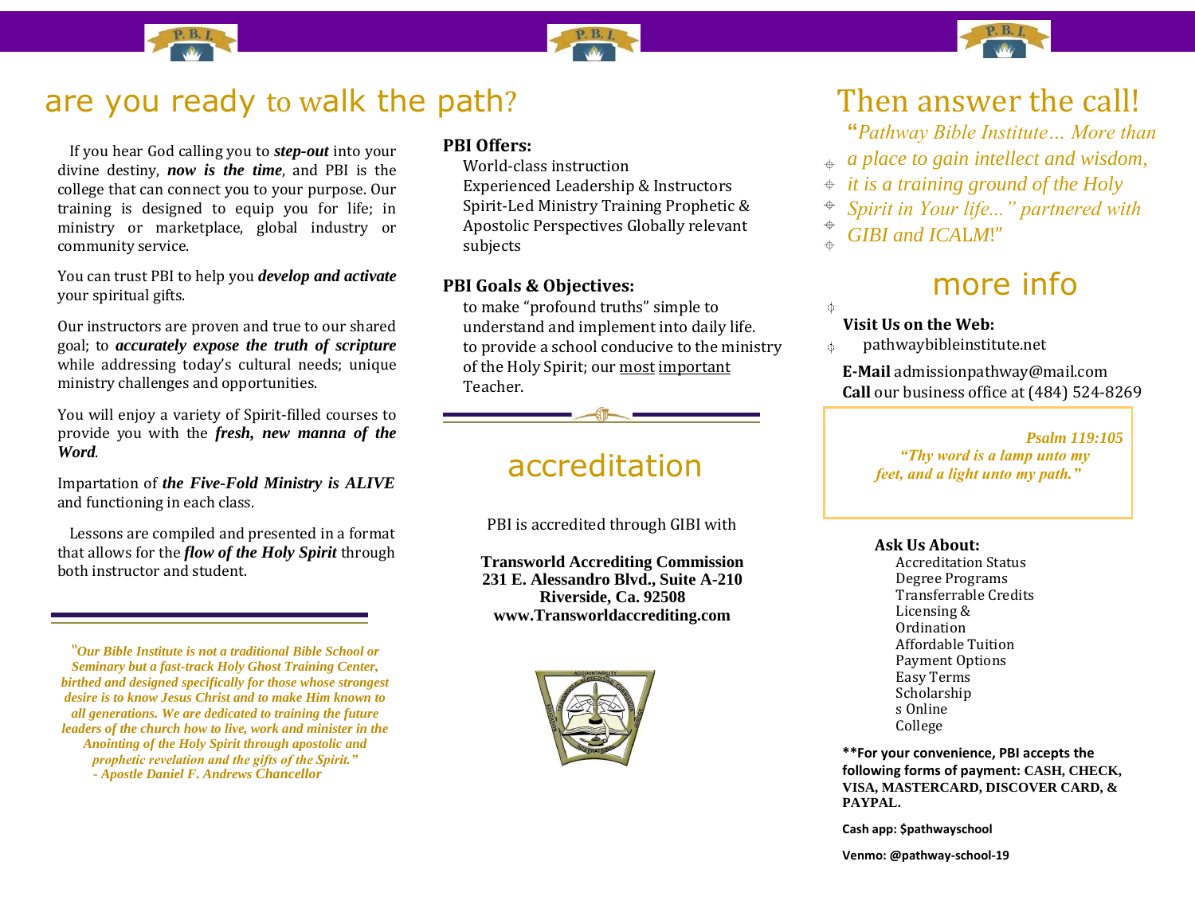# are you ready to walk the path?

If you hear God calling you to ***step-out*** into your divine destiny, ***now is the time***, and PBI is the college that can connect you to your purpose. Our training is designed to equip you for life; in ministry or marketplace, global industry or community service.

You can trust PBI to help you ***develop and activate*** your spiritual gifts.

Our instructors are proven and true to our shared goal; to ***accurately expose the truth of scripture*** while addressing today's cultural needs; unique ministry challenges and opportunities.

You will enjoy a variety of Spirit-filled courses to provide you with the ***fresh, new manna of the Word***.

Impartation of ***the Five-Fold Ministry is ALIVE*** and functioning in each class.

Lessons are compiled and presented in a format that allows for the ***flow of the Holy Spirit*** through both instructor and student.

***"Our Bible Institute is not a traditional Bible School or Seminary but a fast-track Holy Ghost Training Center, birthed and designed specifically for those whose strongest desire is to know Jesus Christ and to make Him known to all generations. We are dedicated to training the future leaders of the church how to live, work and minister in the Anointing of the Holy Spirit through apostolic and prophetic revelation and the gifts of the Spirit." - Apostle Daniel F. Andrews Chancellor***

**PBI Offers:**

World-class instruction
Experienced Leadership & Instructors
Spirit-Led Ministry Training Prophetic & Apostolic Perspectives Globally relevant subjects

**PBI Goals & Objectives:**

to make "profound truths" simple to understand and implement into daily life.
to provide a school conducive to the ministry of the Holy Spirit; our most important Teacher.

## accreditation

PBI is accredited through GIBI with

**Transworld Accrediting Commission**
**231 E. Alessandro Blvd., Suite A-210**
**Riverside, Ca. 92508**
**www.Transworldaccrediting.com**

# Then answer the call!

*"Pathway Bible Institute… More than a place to gain intellect and wisdom, it is a training ground of the Holy Spirit in Your life..." partnered with GIBI and ICALM!"*

## more info

**Visit Us on the Web:**
pathwaybibleinstitute.net

**E-Mail** admissionpathway@mail.com
**Call** our business office at (484) 524-8269

***Psalm 119:105***
***"Thy word is a lamp unto my feet, and a light unto my path."***

**Ask Us About:**

Accreditation Status
Degree Programs
Transferrable Credits
Licensing & Ordination
Affordable Tuition
Payment Options
Easy Terms
Scholarships Online College

**\*\*For your convenience, PBI accepts the following forms of payment: CASH, CHECK, VISA, MASTERCARD, DISCOVER CARD, & PAYPAL.**

**Cash app: $pathwayschool**

**Venmo: @pathway-school-19**